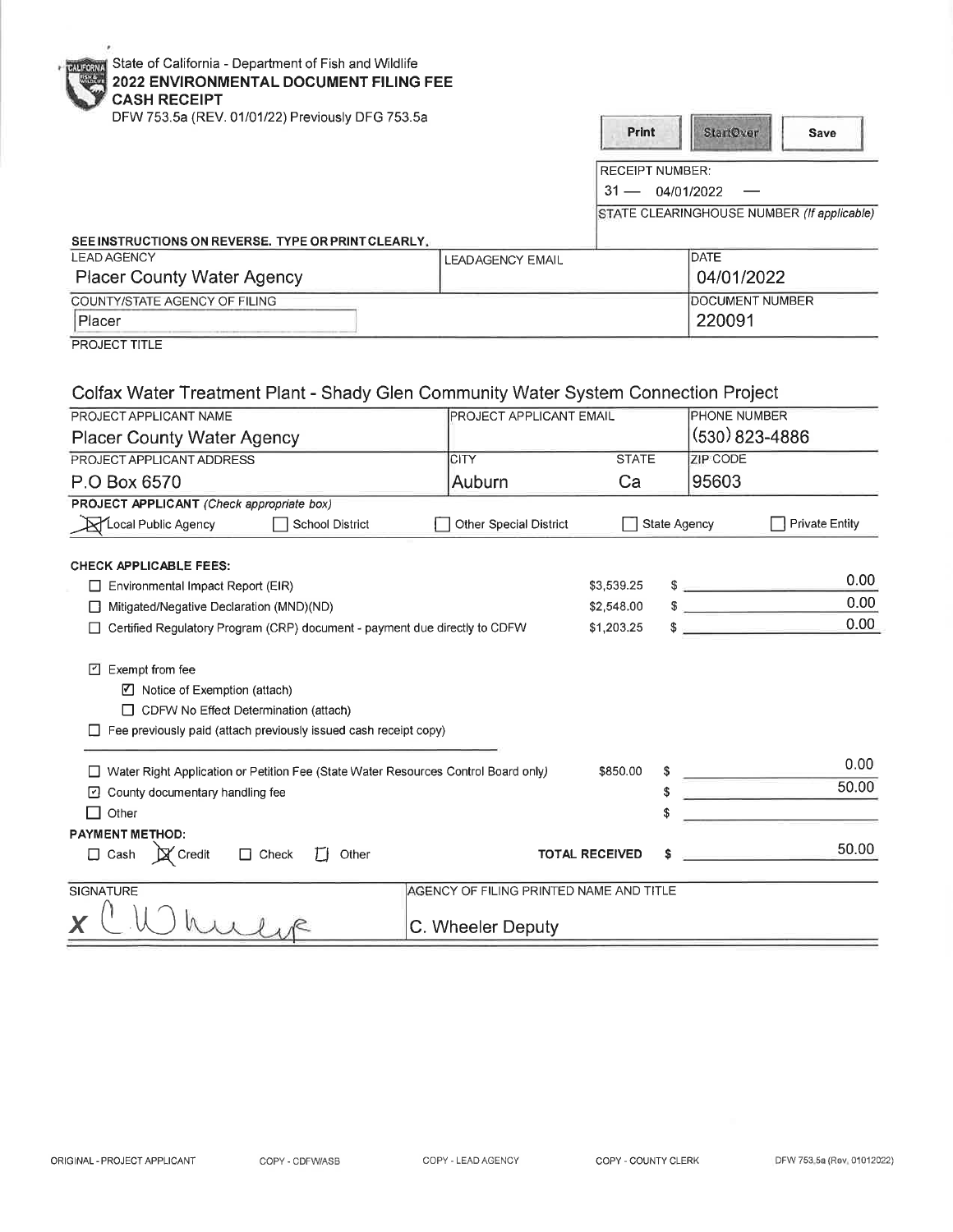State of California - Department of Fish and Wildlife

**2022 ENVIRONMENTAL DOCUMENT FILING FEE**

**CASH RECEIPT**

DFW 753.5a (REV. 01/01/22) Previously DFG 753.5a

Print | StartOver | Save

RECEIPT NUMBER:

31 — 04/01/2022 —

STATE CLEARINGHOUSE NUMBER *(If applicable)*

**SEE INSTRUCTIONS ON REVERSE. TYPE OR PRINT CLEARLY.**

| LEAD AGENCY | LEADAGENCY EMAIL | DATE |
|---|---|---|
| Placer County Water Agency | | 04/01/2022 |
| COUNTY/STATE AGENCY OF FILING | | DOCUMENT NUMBER |
| Placer | | 220091 |

PROJECT TITLE

Colfax Water Treatment Plant - Shady Glen Community Water System Connection Project

| PROJECT APPLICANT NAME | PROJECT APPLICANT EMAIL | | PHONE NUMBER |
|---|---|---|---|
| Placer County Water Agency | | | (530) 823-4886 |
| PROJECT APPLICANT ADDRESS | CITY | STATE | ZIP CODE |
| P.O Box 6570 | Auburn | Ca | 95603 |

**PROJECT APPLICANT** *(Check appropriate box)*

☒ Local Public Agency ☐ School District ☐ Other Special District ☐ State Agency ☐ Private Entity

**CHECK APPLICABLE FEES:**

| | | |
|---|---|---|
| ☐ Environmental Impact Report (EIR) | $3,539.25 | $ 0.00 |
| ☐ Mitigated/Negative Declaration (MND)(ND) | $2,548.00 | $ 0.00 |
| ☐ Certified Regulatory Program (CRP) document - payment due directly to CDFW | $1,203.25 | $ 0.00 |

☑ Exempt from fee

- ☑ Notice of Exemption (attach)
- ☐ CDFW No Effect Determination (attach)

☐ Fee previously paid (attach previously issued cash receipt copy)

| | | |
|---|---|---|
| ☐ Water Right Application or Petition Fee (State Water Resources Control Board only) | $850.00 | $ 0.00 |
| ☑ County documentary handling fee | | $ 50.00 |
| ☐ Other | | $ |

**PAYMENT METHOD:**

☐ Cash ☒ Credit ☐ Check ☐ Other **TOTAL RECEIVED** $ 50.00

| SIGNATURE | AGENCY OF FILING PRINTED NAME AND TITLE |
|---|---|
| X C Wheeler | C. Wheeler Deputy |

ORIGINAL - PROJECT APPLICANT COPY - CDFW/ASB COPY - LEAD AGENCY COPY - COUNTY CLERK DFW 753.5a (Rev. 01012022)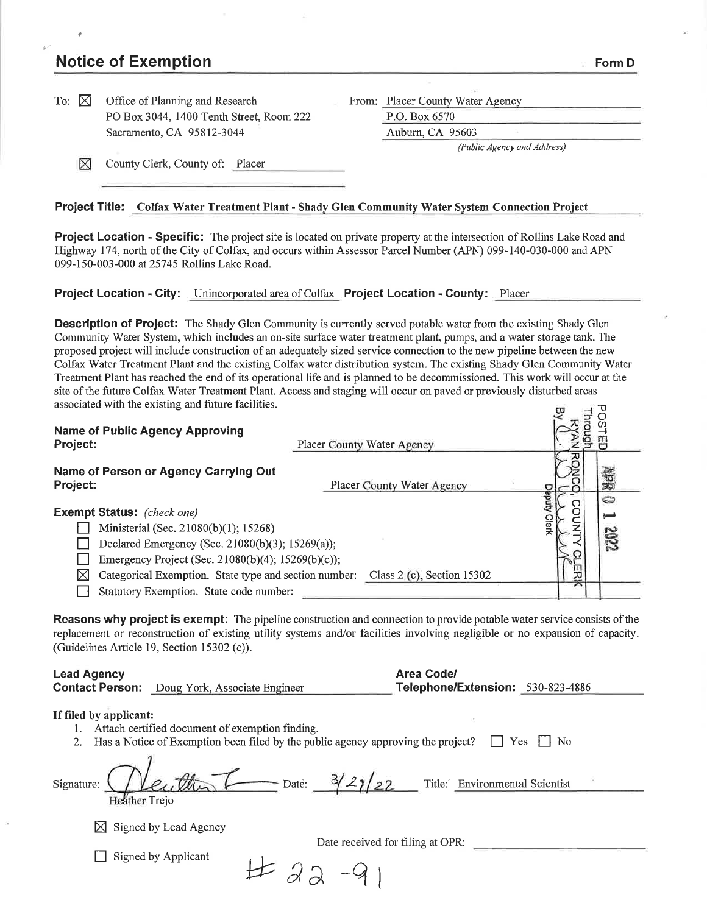## Notice of Exemption

**Form D**

To: ☒ Office of Planning and Research
PO Box 3044, 1400 Tenth Street, Room 222
Sacramento, CA 95812-3044

☒ County Clerk, County of: Placer

From: Placer County Water Agency
P.O. Box 6570
Auburn, CA 95603
*(Public Agency and Address)*

**Project Title:** Colfax Water Treatment Plant - Shady Glen Community Water System Connection Project

**Project Location - Specific:** The project site is located on private property at the intersection of Rollins Lake Road and Highway 174, north of the City of Colfax, and occurs within Assessor Parcel Number (APN) 099-140-030-000 and APN 099-150-003-000 at 25745 Rollins Lake Road.

**Project Location - City:** Unincorporated area of Colfax **Project Location - County:** Placer

**Description of Project:** The Shady Glen Community is currently served potable water from the existing Shady Glen Community Water System, which includes an on-site surface water treatment plant, pumps, and a water storage tank. The proposed project will include construction of an adequately sized service connection to the new pipeline between the new Colfax Water Treatment Plant and the existing Colfax water distribution system. The existing Shady Glen Community Water Treatment Plant has reached the end of its operational life and is planned to be decommissioned. This work will occur at the site of the future Colfax Water Treatment Plant. Access and staging will occur on paved or previously disturbed areas associated with the existing and future facilities.

POSTED
APR 01 2022
Through
RYAN RONCO, COUNTY CLERK
By (signature) Deputy Clerk

**Name of Public Agency Approving Project:** Placer County Water Agency

**Name of Person or Agency Carrying Out Project:** Placer County Water Agency

**Exempt Status:** *(check one)*

- ☐ Ministerial (Sec. 21080(b)(1); 15268)
- ☐ Declared Emergency (Sec. 21080(b)(3); 15269(a));
- ☐ Emergency Project (Sec. 21080(b)(4); 15269(b)(c));
- ☒ Categorical Exemption. State type and section number: Class 2 (c), Section 15302
- ☐ Statutory Exemption. State code number:

**Reasons why project is exempt:** The pipeline construction and connection to provide potable water service consists of the replacement or reconstruction of existing utility systems and/or facilities involving negligible or no expansion of capacity. (Guidelines Article 19, Section 15302 (c)).

**Lead Agency Contact Person:** Doug York, Associate Engineer **Area Code/ Telephone/Extension:** 530-823-4886

**If filed by applicant:**

1. Attach certified document of exemption finding.
2. Has a Notice of Exemption been filed by the public agency approving the project? ☐ Yes ☐ No

Signature: (signature) Heather Trejo Date: 3/29/22 Title: Environmental Scientist

☒ Signed by Lead Agency

☐ Signed by Applicant

Date received for filing at OPR:

#22-91